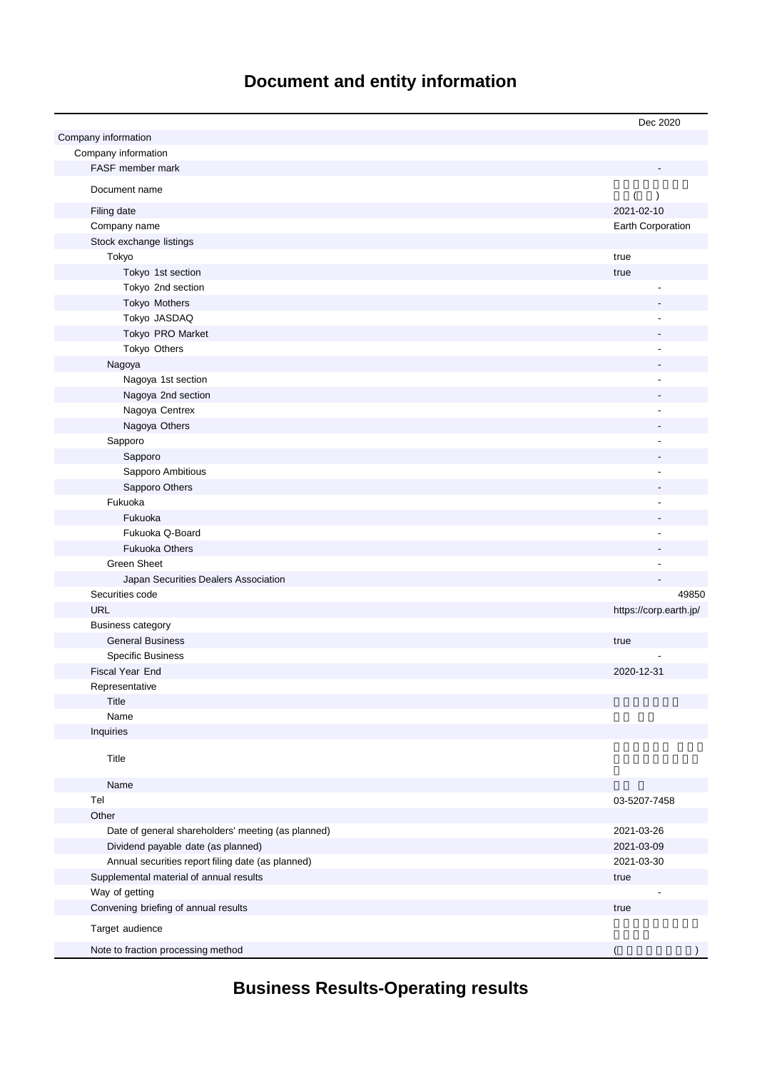# Document and entity information

| | Dec 2020 |
|---|---|
| Company information | |
| Company information | |
| FASF member mark | - |
| Document name | ( ) |
| Filing date | 2021-02-10 |
| Company name | Earth Corporation |
| Stock exchange listings | |
| Tokyo | true |
| Tokyo 1st section | true |
| Tokyo 2nd section | - |
| Tokyo Mothers | - |
| Tokyo JASDAQ | - |
| Tokyo PRO Market | - |
| Tokyo Others | - |
| Nagoya | - |
| Nagoya 1st section | - |
| Nagoya 2nd section | - |
| Nagoya Centrex | - |
| Nagoya Others | - |
| Sapporo | - |
| Sapporo | - |
| Sapporo Ambitious | - |
| Sapporo Others | - |
| Fukuoka | - |
| Fukuoka | - |
| Fukuoka Q-Board | - |
| Fukuoka Others | - |
| Green Sheet | - |
| Japan Securities Dealers Association | - |
| Securities code | 49850 |
| URL | https://corp.earth.jp/ |
| Business category | |
| General Business | true |
| Specific Business | - |
| Fiscal Year End | 2020-12-31 |
| Representative | |
| Title | |
| Name | |
| Inquiries | |
| Title | |
| Name | |
| Tel | 03-5207-7458 |
| Other | |
| Date of general shareholders' meeting (as planned) | 2021-03-26 |
| Dividend payable date (as planned) | 2021-03-09 |
| Annual securities report filing date (as planned) | 2021-03-30 |
| Supplemental material of annual results | true |
| Way of getting | - |
| Convening briefing of annual results | true |
| Target audience | |
| Note to fraction processing method | ( ) |

# Business Results-Operating results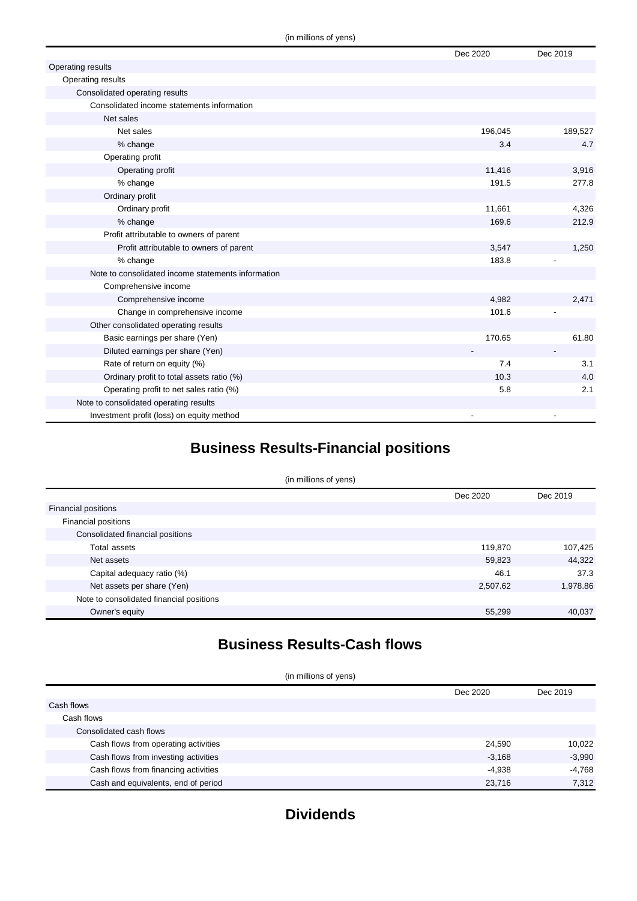(in millions of yens)

| | Dec 2020 | Dec 2019 |
|---|---|---|
| Operating results | | |
| Operating results | | |
| Consolidated operating results | | |
| Consolidated income statements information | | |
| Net sales | | |
| Net sales | 196,045 | 189,527 |
| % change | 3.4 | 4.7 |
| Operating profit | | |
| Operating profit | 11,416 | 3,916 |
| % change | 191.5 | 277.8 |
| Ordinary profit | | |
| Ordinary profit | 11,661 | 4,326 |
| % change | 169.6 | 212.9 |
| Profit attributable to owners of parent | | |
| Profit attributable to owners of parent | 3,547 | 1,250 |
| % change | 183.8 | - |
| Note to consolidated income statements information | | |
| Comprehensive income | | |
| Comprehensive income | 4,982 | 2,471 |
| Change in comprehensive income | 101.6 | - |
| Other consolidated operating results | | |
| Basic earnings per share (Yen) | 170.65 | 61.80 |
| Diluted earnings per share (Yen) | - | - |
| Rate of return on equity (%) | 7.4 | 3.1 |
| Ordinary profit to total assets ratio (%) | 10.3 | 4.0 |
| Operating profit to net sales ratio (%) | 5.8 | 2.1 |
| Note to consolidated operating results | | |
| Investment profit (loss) on equity method | - | - |

## Business Results-Financial positions

(in millions of yens)

| | Dec 2020 | Dec 2019 |
|---|---|---|
| Financial positions | | |
| Financial positions | | |
| Consolidated financial positions | | |
| Total assets | 119,870 | 107,425 |
| Net assets | 59,823 | 44,322 |
| Capital adequacy ratio (%) | 46.1 | 37.3 |
| Net assets per share (Yen) | 2,507.62 | 1,978.86 |
| Note to consolidated financial positions | | |
| Owner's equity | 55,299 | 40,037 |

## Business Results-Cash flows

(in millions of yens)

| | Dec 2020 | Dec 2019 |
|---|---|---|
| Cash flows | | |
| Cash flows | | |
| Consolidated cash flows | | |
| Cash flows from operating activities | 24,590 | 10,022 |
| Cash flows from investing activities | -3,168 | -3,990 |
| Cash flows from financing activities | -4,938 | -4,768 |
| Cash and equivalents, end of period | 23,716 | 7,312 |

## Dividends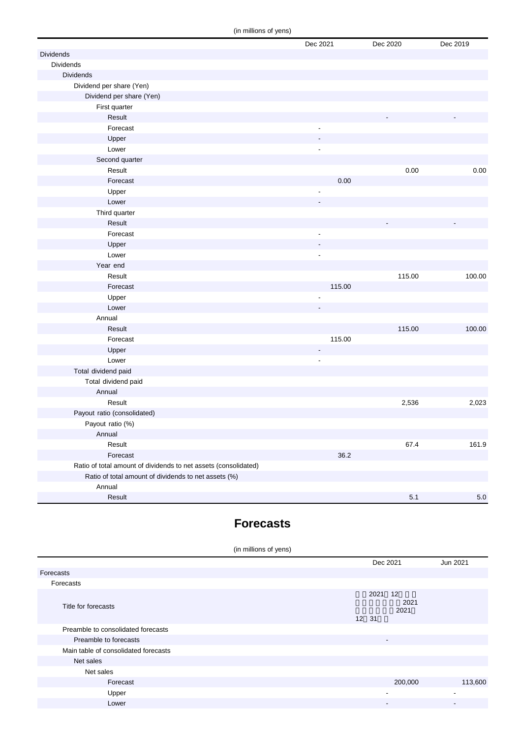(in millions of yens)

| | Dec 2021 | Dec 2020 | Dec 2019 |
|---|---|---|---|
| Dividends | | | |
| Dividends | | | |
| Dividends | | | |
| Dividend per share (Yen) | | | |
| Dividend per share (Yen) | | | |
| First quarter | | | |
| Result | | - | - |
| Forecast | - | | |
| Upper | - | | |
| Lower | - | | |
| Second quarter | | | |
| Result | | 0.00 | 0.00 |
| Forecast | 0.00 | | |
| Upper | - | | |
| Lower | - | | |
| Third quarter | | | |
| Result | | - | - |
| Forecast | - | | |
| Upper | - | | |
| Lower | - | | |
| Year end | | | |
| Result | | 115.00 | 100.00 |
| Forecast | 115.00 | | |
| Upper | - | | |
| Lower | - | | |
| Annual | | | |
| Result | | 115.00 | 100.00 |
| Forecast | 115.00 | | |
| Upper | - | | |
| Lower | - | | |
| Total dividend paid | | | |
| Total dividend paid | | | |
| Annual | | | |
| Result | | 2,536 | 2,023 |
| Payout ratio (consolidated) | | | |
| Payout ratio (%) | | | |
| Annual | | | |
| Result | | 67.4 | 161.9 |
| Forecast | 36.2 | | |
| Ratio of total amount of dividends to net assets (consolidated) | | | |
| Ratio of total amount of dividends to net assets (%) | | | |
| Annual | | | |
| Result | | 5.1 | 5.0 |

## Forecasts

(in millions of yens)

| | Dec 2021 | Jun 2021 |
|---|---|---|
| Forecasts | | |
| Forecasts | | |
| Title for forecasts | 2021 12 2021 2021 12 31 | |
| Preamble to consolidated forecasts | | |
| Preamble to forecasts | - | |
| Main table of consolidated forecasts | | |
| Net sales | | |
| Net sales | | |
| Forecast | 200,000 | 113,600 |
| Upper | - | - |
| Lower | - | - |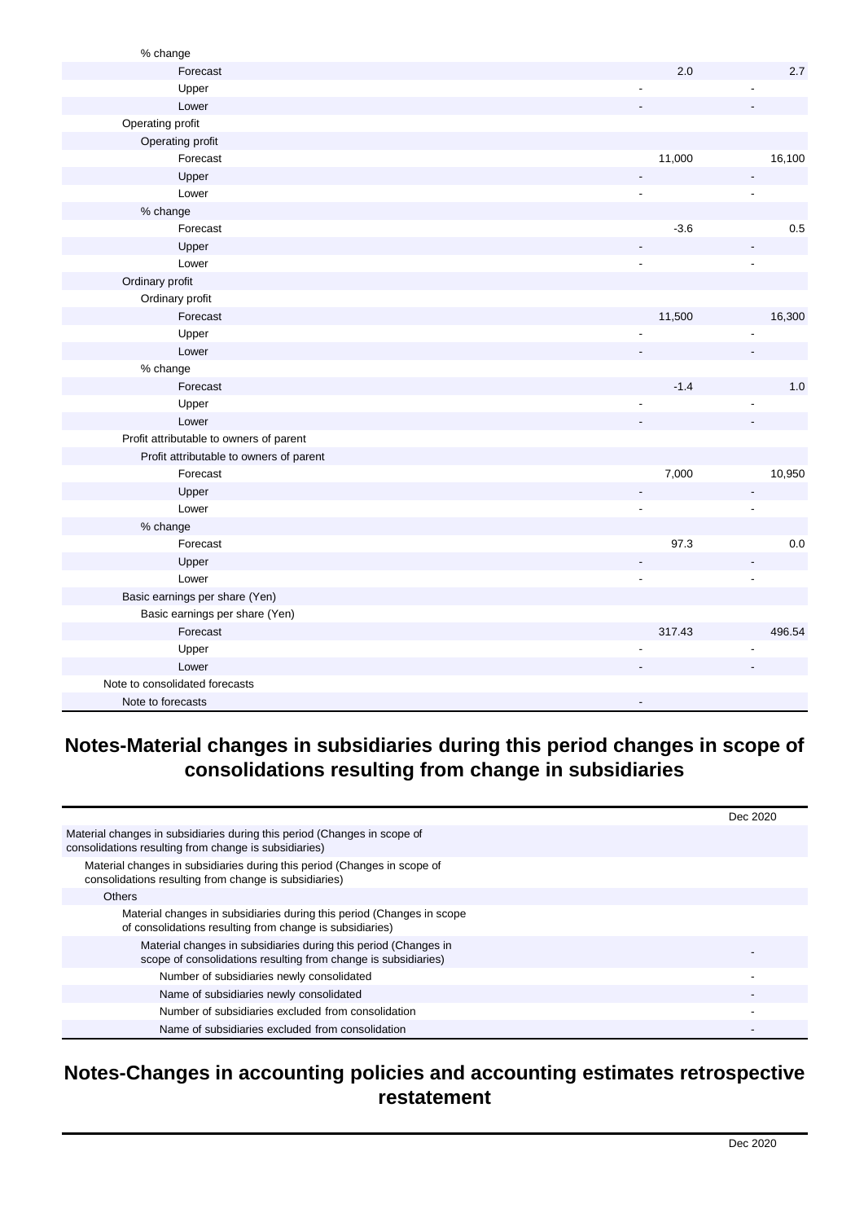| | | |
|---|---|---|
| % change | | |
| Forecast | 2.0 | 2.7 |
| Upper | - | - |
| Lower | - | - |
| Operating profit | | |
| Operating profit | | |
| Forecast | 11,000 | 16,100 |
| Upper | - | - |
| Lower | - | - |
| % change | | |
| Forecast | -3.6 | 0.5 |
| Upper | - | - |
| Lower | - | - |
| Ordinary profit | | |
| Ordinary profit | | |
| Forecast | 11,500 | 16,300 |
| Upper | - | - |
| Lower | - | - |
| % change | | |
| Forecast | -1.4 | 1.0 |
| Upper | - | - |
| Lower | - | - |
| Profit attributable to owners of parent | | |
| Profit attributable to owners of parent | | |
| Forecast | 7,000 | 10,950 |
| Upper | - | - |
| Lower | - | - |
| % change | | |
| Forecast | 97.3 | 0.0 |
| Upper | - | - |
| Lower | - | - |
| Basic earnings per share (Yen) | | |
| Basic earnings per share (Yen) | | |
| Forecast | 317.43 | 496.54 |
| Upper | - | - |
| Lower | - | - |
| Note to consolidated forecasts | | |
| Note to forecasts | - | |

## Notes-Material changes in subsidiaries during this period changes in scope of consolidations resulting from change in subsidiaries

| | Dec 2020 |
|---|---|
| Material changes in subsidiaries during this period (Changes in scope of consolidations resulting from change is subsidiaries) | |
| Material changes in subsidiaries during this period (Changes in scope of consolidations resulting from change is subsidiaries) | |
| Others | |
| Material changes in subsidiaries during this period (Changes in scope of consolidations resulting from change is subsidiaries) | |
| Material changes in subsidiaries during this period (Changes in scope of consolidations resulting from change is subsidiaries) | - |
| Number of subsidiaries newly consolidated | - |
| Name of subsidiaries newly consolidated | - |
| Number of subsidiaries excluded from consolidation | - |
| Name of subsidiaries excluded from consolidation | - |

## Notes-Changes in accounting policies and accounting estimates retrospective restatement

| | Dec 2020 |
|---|---|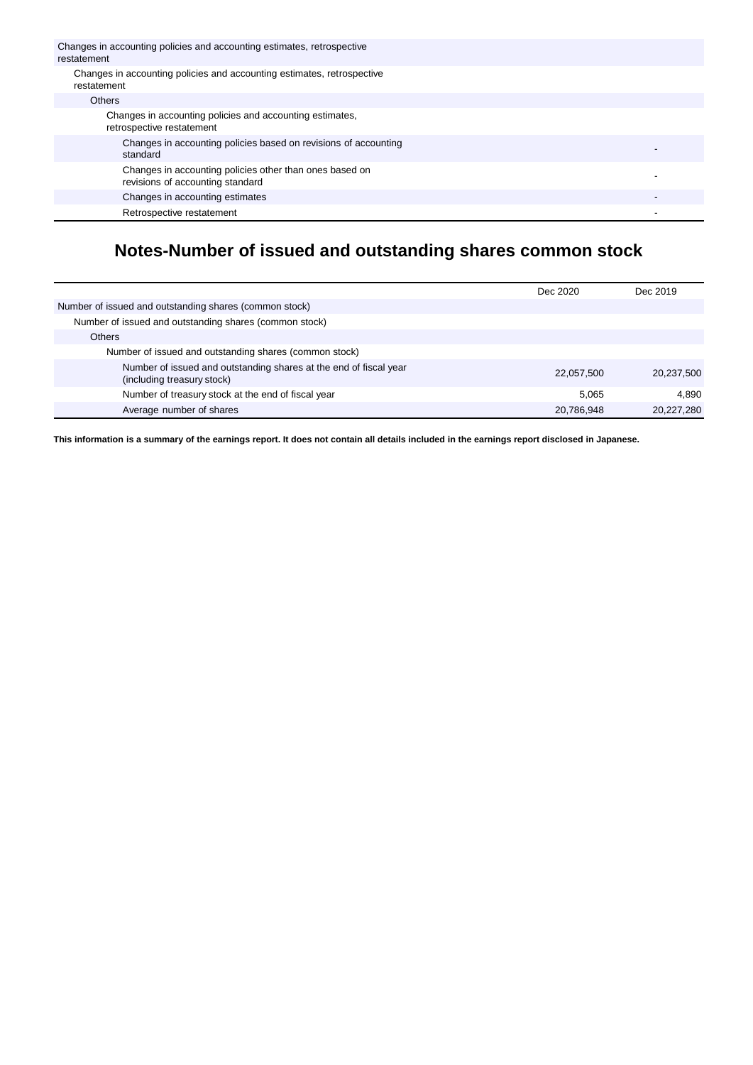| | |
|---|---|
| Changes in accounting policies and accounting estimates, retrospective restatement | |
| Changes in accounting policies and accounting estimates, retrospective restatement | |
| Others | |
| Changes in accounting policies and accounting estimates, retrospective restatement | |
| Changes in accounting policies based on revisions of accounting standard | - |
| Changes in accounting policies other than ones based on revisions of accounting standard | - |
| Changes in accounting estimates | - |
| Retrospective restatement | - |

# Notes-Number of issued and outstanding shares common stock

| | Dec 2020 | Dec 2019 |
|---|---|---|
| Number of issued and outstanding shares (common stock) | | |
| Number of issued and outstanding shares (common stock) | | |
| Others | | |
| Number of issued and outstanding shares (common stock) | | |
| Number of issued and outstanding shares at the end of fiscal year (including treasury stock) | 22,057,500 | 20,237,500 |
| Number of treasury stock at the end of fiscal year | 5,065 | 4,890 |
| Average number of shares | 20,786,948 | 20,227,280 |

**This information is a summary of the earnings report. It does not contain all details included in the earnings report disclosed in Japanese.**